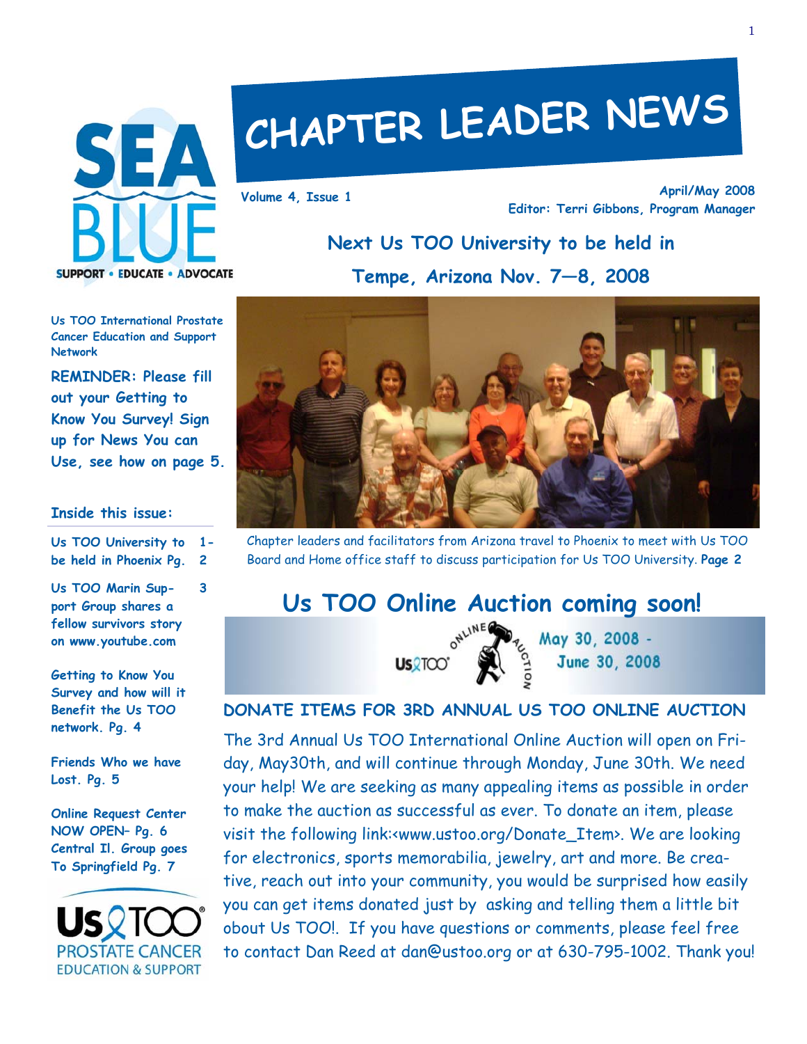# CHAPTER LEADER NEWS

Volume 4, Issue 1

April/May 2008

Editor: Terri Gibbons, Program Manager

SEA BLUE

SUPPORT • EDUCATE • ADVOCATE

Us TOO International Prostate Cancer Education and Support Network

**REMINDER: Please fill out your Getting to Know You Survey! Sign up for News You can Use, see how on page 5.**

**Inside this issue:**

| | |
|---|---|
| Us TOO University to be held in Phoenix Pg. | 1-2 |
| Us TOO Marin Support Group shares a fellow survivors story on www.youtube.com | 3 |
| Getting to Know You Survey and how will it Benefit the Us TOO network. Pg. 4 | |
| Friends Who we have Lost. Pg. 5 | |
| Online Request Center NOW OPEN– Pg. 6 | |
| Central Il. Group goes To Springfield Pg. 7 | |

Us TOO PROSTATE CANCER EDUCATION & SUPPORT

## Next Us TOO University to be held in Tempe, Arizona Nov. 7—8, 2008

Chapter leaders and facilitators from Arizona travel to Phoenix to meet with Us TOO Board and Home office staff to discuss participation for Us TOO University. **Page 2**

## Us TOO Online Auction coming soon!

Us TOO ONLINE AUCTION

May 30, 2008 - June 30, 2008

### DONATE ITEMS FOR 3RD ANNUAL US TOO ONLINE AUCTION

The 3rd Annual Us TOO International Online Auction will open on Friday, May30th, and will continue through Monday, June 30th. We need your help! We are seeking as many appealing items as possible in order to make the auction as successful as ever. To donate an item, please visit the following link:<www.ustoo.org/Donate_Item>. We are looking for electronics, sports memorabilia, jewelry, art and more. Be creative, reach out into your community, you would be surprised how easily you can get items donated just by asking and telling them a little bit obout Us TOO!. If you have questions or comments, please feel free to contact Dan Reed at dan@ustoo.org or at 630-795-1002. Thank you!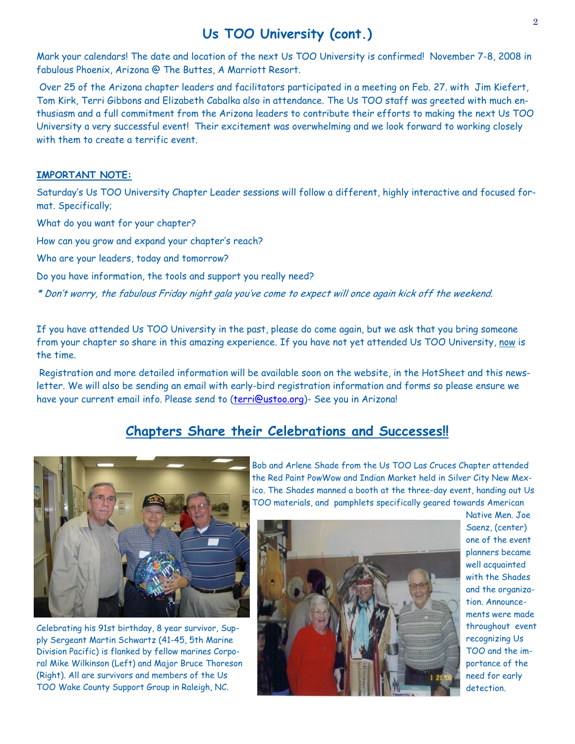## Us TOO University (cont.)

Mark your calendars! The date and location of the next Us TOO University is confirmed! November 7-8, 2008 in fabulous Phoenix, Arizona @ The Buttes, A Marriott Resort.

Over 25 of the Arizona chapter leaders and facilitators participated in a meeting on Feb. 27. with Jim Kiefert, Tom Kirk, Terri Gibbons and Elizabeth Cabalka also in attendance. The Us TOO staff was greeted with much enthusiasm and a full commitment from the Arizona leaders to contribute their efforts to making the next Us TOO University a very successful event! Their excitement was overwhelming and we look forward to working closely with them to create a terrific event.

**IMPORTANT NOTE:**

Saturday's Us TOO University Chapter Leader sessions will follow a different, highly interactive and focused format. Specifically;

What do you want for your chapter?

How can you grow and expand your chapter's reach?

Who are your leaders, today and tomorrow?

Do you have information, the tools and support you really need?

*\* Don't worry, the fabulous Friday night gala you've come to expect will once again kick off the weekend.*

If you have attended Us TOO University in the past, please do come again, but we ask that you bring someone from your chapter so share in this amazing experience. If you have not yet attended Us TOO University, now is the time.

Registration and more detailed information will be available soon on the website, in the HotSheet and this newsletter. We will also be sending an email with early-bird registration information and forms so please ensure we have your current email info. Please send to (terri@ustoo.org)- See you in Arizona!

## Chapters Share their Celebrations and Successes!!

Celebrating his 91st birthday, 8 year survivor, Supply Sergeant Martin Schwartz (41-45, 5th Marine Division Pacific) is flanked by fellow marines Corporal Mike Wilkinson (Left) and Major Bruce Thoreson (Right). All are survivors and members of the Us TOO Wake County Support Group in Raleigh, NC.

Bob and Arlene Shade from the Us TOO Las Cruces Chapter attended the Red Paint PowWow and Indian Market held in Silver City New Mexico. The Shades manned a booth at the three-day event, handing out Us TOO materials, and pamphlets specifically geared towards American Native Men. Joe Saenz, (center) one of the event planners became well acquainted with the Shades and the organization. Announcements were made throughout event recognizing Us TOO and the importance of the need for early detection.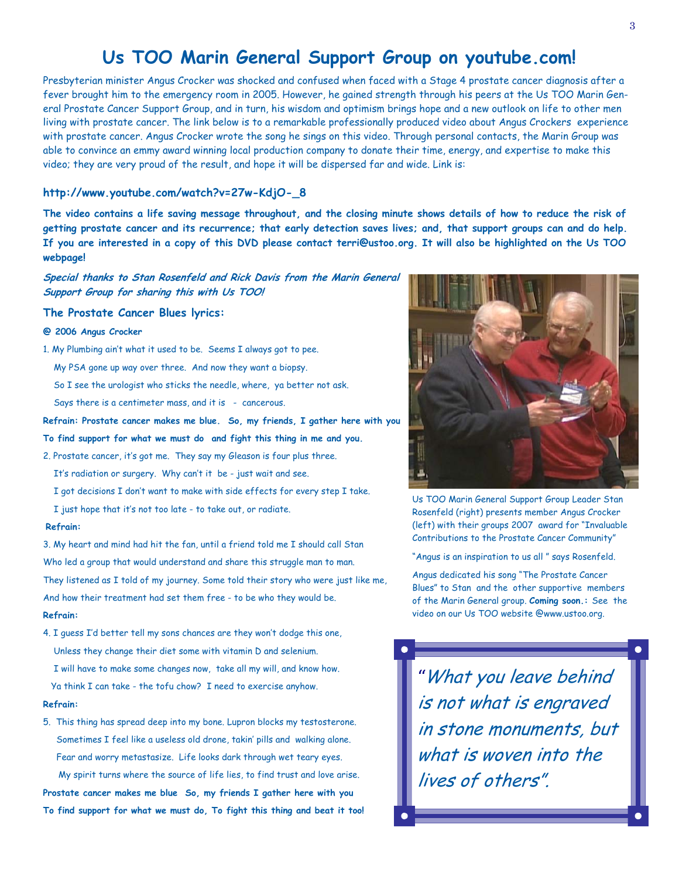# Us TOO Marin General Support Group on youtube.com!

Presbyterian minister Angus Crocker was shocked and confused when faced with a Stage 4 prostate cancer diagnosis after a fever brought him to the emergency room in 2005. However, he gained strength through his peers at the Us TOO Marin General Prostate Cancer Support Group, and in turn, his wisdom and optimism brings hope and a new outlook on life to other men living with prostate cancer. The link below is to a remarkable professionally produced video about Angus Crockers experience with prostate cancer. Angus Crocker wrote the song he sings on this video. Through personal contacts, the Marin Group was able to convince an emmy award winning local production company to donate their time, energy, and expertise to make this video; they are very proud of the result, and hope it will be dispersed far and wide. Link is:

**http://www.youtube.com/watch?v=27w-KdjO-_8**

**The video contains a life saving message throughout, and the closing minute shows details of how to reduce the risk of getting prostate cancer and its recurrence; that early detection saves lives; and, that support groups can and do help. If you are interested in a copy of this DVD please contact terri@ustoo.org. It will also be highlighted on the Us TOO webpage!**

***Special thanks to Stan Rosenfeld and Rick Davis from the Marin General Support Group for sharing this with Us TOO!***

### The Prostate Cancer Blues lyrics:

**@ 2006 Angus Crocker**

1. My Plumbing ain't what it used to be. Seems I always got to pee.
   My PSA gone up way over three. And now they want a biopsy.
   So I see the urologist who sticks the needle, where, ya better not ask.
   Says there is a centimeter mass, and it is - cancerous.

**Refrain: Prostate cancer makes me blue. So, my friends, I gather here with you**
**To find support for what we must do and fight this thing in me and you.**

2. Prostate cancer, it's got me. They say my Gleason is four plus three.
   It's radiation or surgery. Why can't it be - just wait and see.
   I got decisions I don't want to make with side effects for every step I take.
   I just hope that it's not too late - to take out, or radiate.

**Refrain:**

3. My heart and mind had hit the fan, until a friend told me I should call Stan
   Who led a group that would understand and share this struggle man to man.
   They listened as I told of my journey. Some told their story who were just like me,
   And how their treatment had set them free - to be who they would be.

**Refrain:**

4. I guess I'd better tell my sons chances are they won't dodge this one,
   Unless they change their diet some with vitamin D and selenium.
   I will have to make some changes now, take all my will, and know how.
   Ya think I can take - the tofu chow? I need to exercise anyhow.

**Refrain:**

5. This thing has spread deep into my bone. Lupron blocks my testosterone.
   Sometimes I feel like a useless old drone, takin' pills and walking alone.
   Fear and worry metastasize. Life looks dark through wet teary eyes.
   My spirit turns where the source of life lies, to find trust and love arise.

**Prostate cancer makes me blue So, my friends I gather here with you**
**To find support for what we must do, To fight this thing and beat it too!**

Us TOO Marin General Support Group Leader Stan Rosenfeld (right) presents member Angus Crocker (left) with their groups 2007 award for "Invaluable Contributions to the Prostate Cancer Community"

"Angus is an inspiration to us all " says Rosenfeld.

Angus dedicated his song "The Prostate Cancer Blues" to Stan and the other supportive members of the Marin General group. **Coming soon.:** See the video on our Us TOO website @www.ustoo.org.

> *"What you leave behind is not what is engraved in stone monuments, but what is woven into the lives of others".*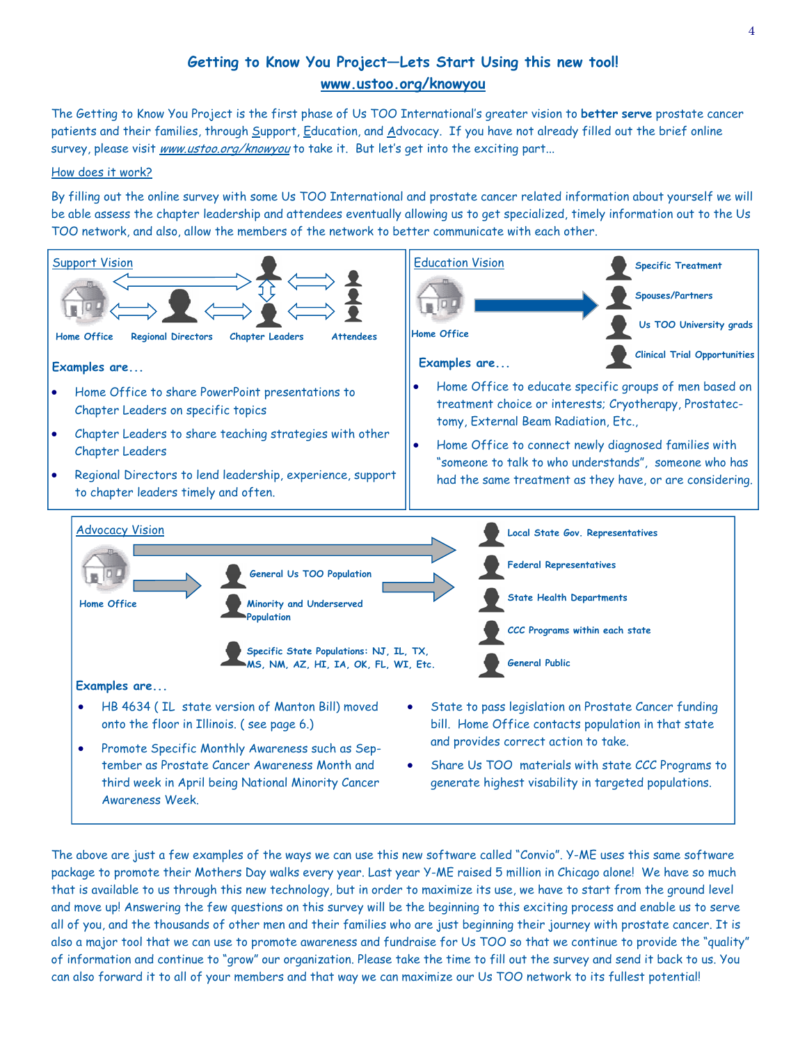## Getting to Know You Project—Lets Start Using this new tool!

**www.ustoo.org/knowyou**

The Getting to Know You Project is the first phase of Us TOO International's greater vision to **better serve** prostate cancer patients and their families, through Support, Education, and Advocacy. If you have not already filled out the brief online survey, please visit *www.ustoo.org/knowyou* to take it. But let's get into the exciting part...

How does it work?

By filling out the online survey with some Us TOO International and prostate cancer related information about yourself we will be able assess the chapter leadership and attendees eventually allowing us to get specialized, timely information out to the Us TOO network, and also, allow the members of the network to better communicate with each other.

### Support Vision

Home Office — Regional Directors — Chapter Leaders — Attendees

**Examples are...**

- Home Office to share PowerPoint presentations to Chapter Leaders on specific topics
- Chapter Leaders to share teaching strategies with other Chapter Leaders
- Regional Directors to lend leadership, experience, support to chapter leaders timely and often.

### Education Vision

Home Office → Specific Treatment, Spouses/Partners, Us TOO University grads, Clinical Trial Opportunities

**Examples are...**

- Home Office to educate specific groups of men based on treatment choice or interests; Cryotherapy, Prostatectomy, External Beam Radiation, Etc.,
- Home Office to connect newly diagnosed families with "someone to talk to who understands", someone who has had the same treatment as they have, or are considering.

### Advocacy Vision

Home Office → General Us TOO Population, Minority and Underserved Population, Specific State Populations: NJ, IL, TX, MS, NM, AZ, HI, IA, OK, FL, WI, Etc. → Local State Gov. Representatives, Federal Representatives, State Health Departments, CCC Programs within each state, General Public

**Examples are...**

- HB 4634 ( IL state version of Manton Bill) moved onto the floor in Illinois. ( see page 6.)
- Promote Specific Monthly Awareness such as September as Prostate Cancer Awareness Month and third week in April being National Minority Cancer Awareness Week.
- State to pass legislation on Prostate Cancer funding bill. Home Office contacts population in that state and provides correct action to take.
- Share Us TOO materials with state CCC Programs to generate highest visability in targeted populations.

The above are just a few examples of the ways we can use this new software called "Convio". Y-ME uses this same software package to promote their Mothers Day walks every year. Last year Y-ME raised 5 million in Chicago alone! We have so much that is available to us through this new technology, but in order to maximize its use, we have to start from the ground level and move up! Answering the few questions on this survey will be the beginning to this exciting process and enable us to serve all of you, and the thousands of other men and their families who are just beginning their journey with prostate cancer. It is also a major tool that we can use to promote awareness and fundraise for Us TOO so that we continue to provide the "quality" of information and continue to "grow" our organization. Please take the time to fill out the survey and send it back to us. You can also forward it to all of your members and that way we can maximize our Us TOO network to its fullest potential!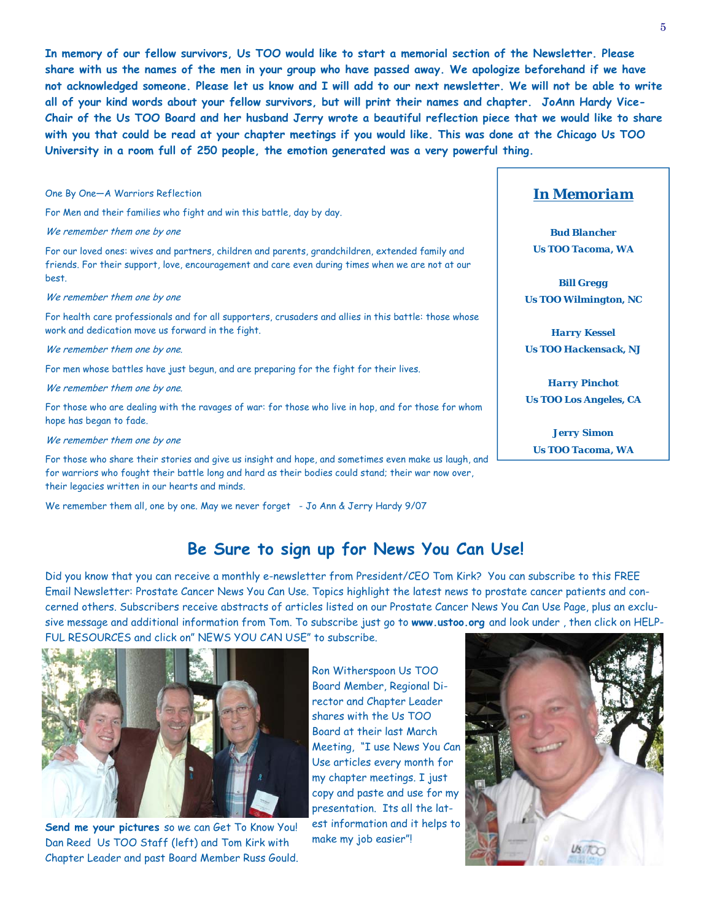**In memory of our fellow survivors, Us TOO would like to start a memorial section of the Newsletter. Please share with us the names of the men in your group who have passed away. We apologize beforehand if we have not acknowledged someone. Please let us know and I will add to our next newsletter. We will not be able to write all of your kind words about your fellow survivors, but will print their names and chapter. JoAnn Hardy Vice-Chair of the Us TOO Board and her husband Jerry wrote a beautiful reflection piece that we would like to share with you that could be read at your chapter meetings if you would like. This was done at the Chicago Us TOO University in a room full of 250 people, the emotion generated was a very powerful thing.**

One By One—A Warriors Reflection

For Men and their families who fight and win this battle, day by day.

*We remember them one by one*

For our loved ones: wives and partners, children and parents, grandchildren, extended family and friends. For their support, love, encouragement and care even during times when we are not at our best.

*We remember them one by one*

For health care professionals and for all supporters, crusaders and allies in this battle: those whose work and dedication move us forward in the fight.

*We remember them one by one.*

For men whose battles have just begun, and are preparing for the fight for their lives.

*We remember them one by one.*

For those who are dealing with the ravages of war: for those who live in hop, and for those for whom hope has began to fade.

*We remember them one by one*

For those who share their stories and give us insight and hope, and sometimes even make us laugh, and for warriors who fought their battle long and hard as their bodies could stand; their war now over, their legacies written in our hearts and minds.

We remember them all, one by one. May we never forget - Jo Ann & Jerry Hardy 9/07

## *In Memoriam*

**Bud Blancher**
**Us TOO Tacoma, WA**

**Bill Gregg**
**Us TOO Wilmington, NC**

**Harry Kessel**
**Us TOO Hackensack, NJ**

**Harry Pinchot**
**Us TOO Los Angeles, CA**

**Jerry Simon**
**Us TOO Tacoma, WA**

## Be Sure to sign up for News You Can Use!

Did you know that you can receive a monthly e-newsletter from President/CEO Tom Kirk? You can subscribe to this FREE Email Newsletter: Prostate Cancer News You Can Use. Topics highlight the latest news to prostate cancer patients and concerned others. Subscribers receive abstracts of articles listed on our Prostate Cancer News You Can Use Page, plus an exclusive message and additional information from Tom. To subscribe just go to **www.ustoo.org** and look under , then click on HELPFUL RESOURCES and click on" NEWS YOU CAN USE" to subscribe.

**Send me your pictures** so we can Get To Know You! Dan Reed Us TOO Staff (left) and Tom Kirk with Chapter Leader and past Board Member Russ Gould.

Ron Witherspoon Us TOO Board Member, Regional Director and Chapter Leader shares with the Us TOO Board at their last March Meeting, "I use News You Can Use articles every month for my chapter meetings. I just copy and paste and use for my presentation. Its all the latest information and it helps to make my job easier"!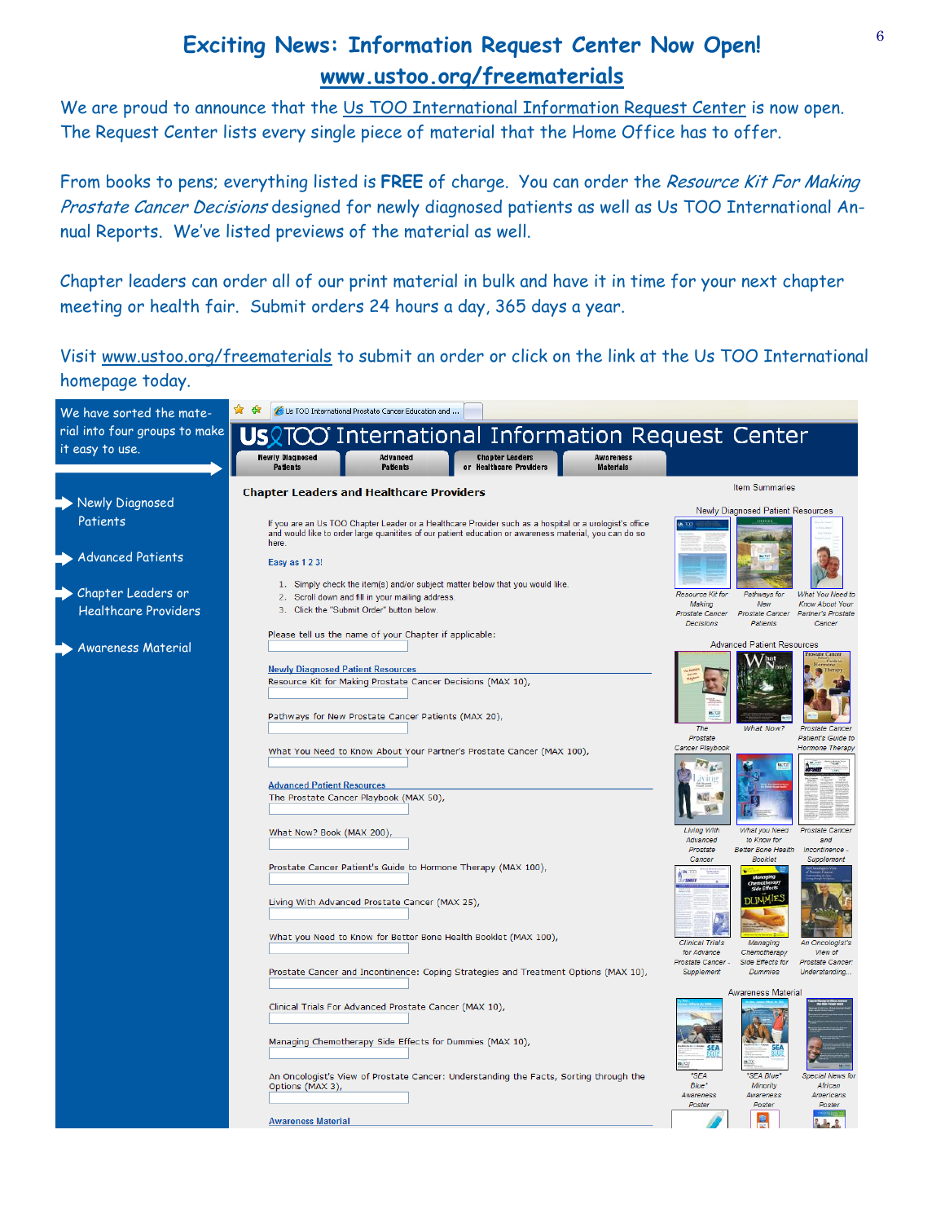# Exciting News: Information Request Center Now Open!

## www.ustoo.org/freematerials

We are proud to announce that the Us TOO International Information Request Center is now open. The Request Center lists every single piece of material that the Home Office has to offer.

From books to pens; everything listed is **FREE** of charge. You can order the *Resource Kit For Making Prostate Cancer Decisions* designed for newly diagnosed patients as well as Us TOO International Annual Reports. We've listed previews of the material as well.

Chapter leaders can order all of our print material in bulk and have it in time for your next chapter meeting or health fair. Submit orders 24 hours a day, 365 days a year.

Visit www.ustoo.org/freematerials to submit an order or click on the link at the Us TOO International homepage today.

We have sorted the material into four groups to make it easy to use.

- Newly Diagnosed Patients
- Advanced Patients
- Chapter Leaders or Healthcare Providers
- Awareness Material

Us TOO International Information Request Center

Newly Diagnosed Patients | Advanced Patients | Chapter Leaders or Healthcare Providers | Awareness Materials

**Chapter Leaders and Healthcare Providers**

If you are an Us TOO Chapter Leader or a Healthcare Provider such as a hospital or a urologist's office and would like to order large quantites of our patient education or awareness material, you can do so here.

Easy as 1 2 3!

1. Simply check the item(s) and/or subject matter below that you would like.
2. Scroll down and fill in your mailing address.
3. Click the "Submit Order" button below.

Please tell us the name of your Chapter if applicable:

Newly Diagnosed Patient Resources

- Resource Kit for Making Prostate Cancer Decisions (MAX 10),
- Pathways for New Prostate Cancer Patients (MAX 20),
- What You Need to Know About Your Partner's Prostate Cancer (MAX 100),

Advanced Patient Resources

- The Prostate Cancer Playbook (MAX 50),
- What Now? Book (MAX 200),
- Prostate Cancer Patient's Guide to Hormone Therapy (MAX 100),
- Living With Advanced Prostate Cancer (MAX 25),
- What you Need to Know for Better Bone Health Booklet (MAX 100),
- Prostate Cancer and Incontinence: Coping Strategies and Treatment Options (MAX 10),
- Clinical Trials For Advanced Prostate Cancer (MAX 10),
- Managing Chemotherapy Side Effects for Dummies (MAX 10),
- An Oncologist's View of Prostate Cancer: Understanding the Facts, Sorting through the Options (MAX 3),

Awareness Material

Item Summaries

Newly Diagnosed Patient Resources: Resource Kit for Making Prostate Cancer Decisions; Pathways for New Prostate Cancer Patients; What You Need to Know About Your Partner's Prostate Cancer

Advanced Patient Resources: The Prostate Cancer Playbook; What Now?; Prostate Cancer Patient's Guide to Hormone Therapy; Living With Advanced Prostate Cancer; What you Need to Know for Better Bone Health Booklet; Prostate Cancer and Incontinence - Supplement; Clinical Trials for Advance Prostate Cancer - Supplement; Managing Chemotherapy Side Effects for Dummies; An Oncologist's View of Prostate Cancer Understanding...

Awareness Material: "SEA Blue" Awareness Poster; "SEA Blue" Minority Awareness Poster; Special News for African Americans Poster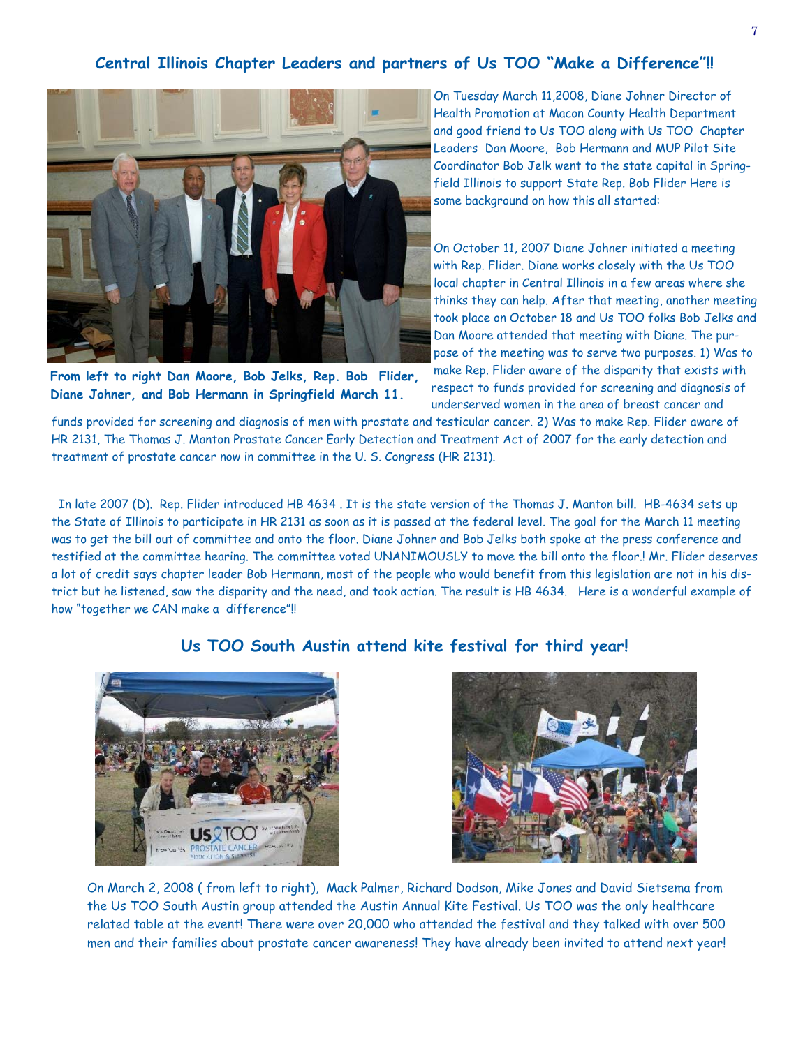## Central Illinois Chapter Leaders and partners of Us TOO "Make a Difference"!!

**From left to right Dan Moore, Bob Jelks, Rep. Bob Flider, Diane Johner, and Bob Hermann in Springfield March 11.**

On Tuesday March 11,2008, Diane Johner Director of Health Promotion at Macon County Health Department and good friend to Us TOO along with Us TOO Chapter Leaders Dan Moore, Bob Hermann and MUP Pilot Site Coordinator Bob Jelk went to the state capital in Springfield Illinois to support State Rep. Bob Flider Here is some background on how this all started:

On October 11, 2007 Diane Johner initiated a meeting with Rep. Flider. Diane works closely with the Us TOO local chapter in Central Illinois in a few areas where she thinks they can help. After that meeting, another meeting took place on October 18 and Us TOO folks Bob Jelks and Dan Moore attended that meeting with Diane. The purpose of the meeting was to serve two purposes. 1) Was to make Rep. Flider aware of the disparity that exists with respect to funds provided for screening and diagnosis of underserved women in the area of breast cancer and funds provided for screening and diagnosis of men with prostate and testicular cancer. 2) Was to make Rep. Flider aware of HR 2131, The Thomas J. Manton Prostate Cancer Early Detection and Treatment Act of 2007 for the early detection and treatment of prostate cancer now in committee in the U. S. Congress (HR 2131).

In late 2007 (D). Rep. Flider introduced HB 4634 . It is the state version of the Thomas J. Manton bill. HB-4634 sets up the State of Illinois to participate in HR 2131 as soon as it is passed at the federal level. The goal for the March 11 meeting was to get the bill out of committee and onto the floor. Diane Johner and Bob Jelks both spoke at the press conference and testified at the committee hearing. The committee voted UNANIMOUSLY to move the bill onto the floor.! Mr. Flider deserves a lot of credit says chapter leader Bob Hermann, most of the people who would benefit from this legislation are not in his district but he listened, saw the disparity and the need, and took action. The result is HB 4634. Here is a wonderful example of how "together we CAN make a difference"!!

## Us TOO South Austin attend kite festival for third year!

On March 2, 2008 ( from left to right), Mack Palmer, Richard Dodson, Mike Jones and David Sietsema from the Us TOO South Austin group attended the Austin Annual Kite Festival. Us TOO was the only healthcare related table at the event! There were over 20,000 who attended the festival and they talked with over 500 men and their families about prostate cancer awareness! They have already been invited to attend next year!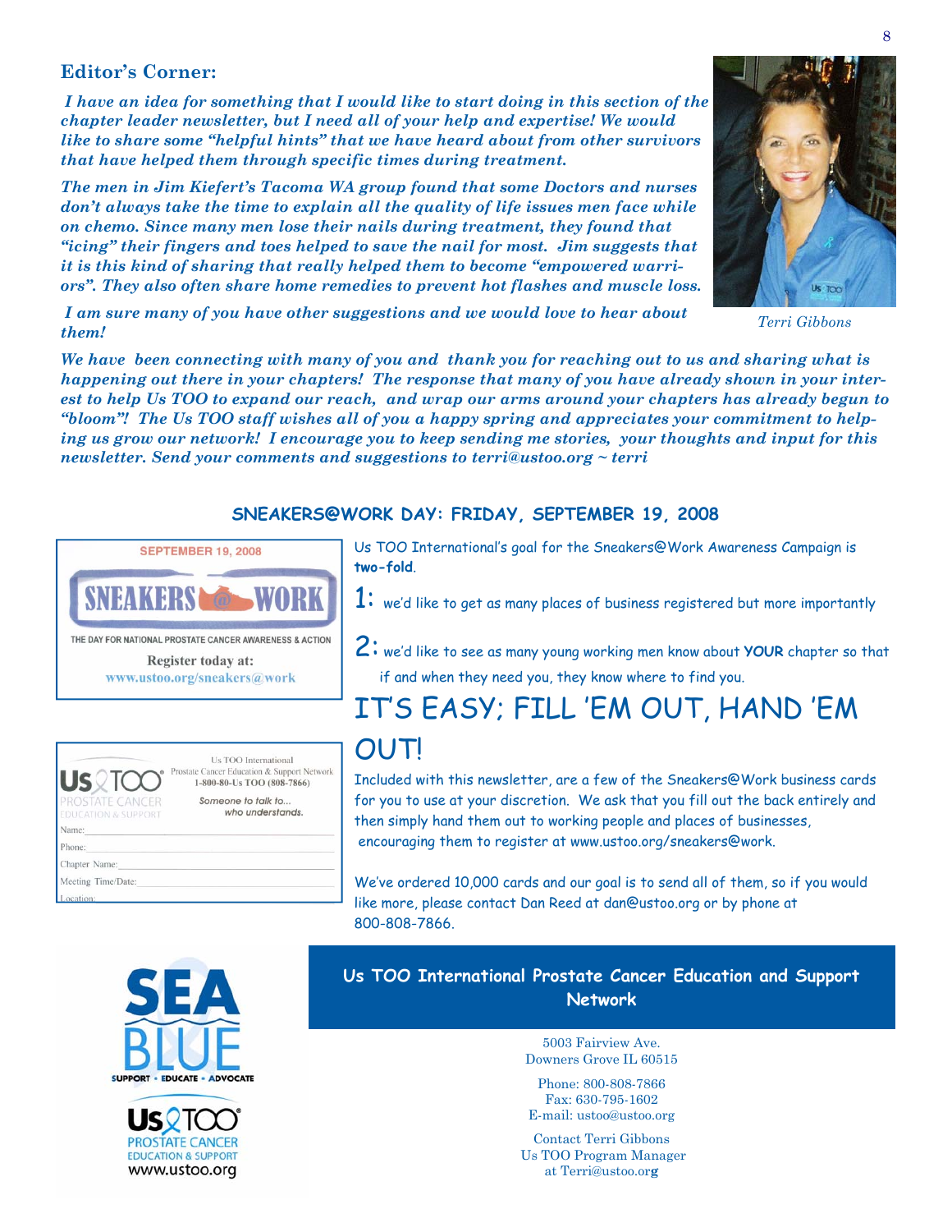## Editor's Corner:

*I have an idea for something that I would like to start doing in this section of the chapter leader newsletter, but I need all of your help and expertise! We would like to share some "helpful hints" that we have heard about from other survivors that have helped them through specific times during treatment.*

*The men in Jim Kiefert's Tacoma WA group found that some Doctors and nurses don't always take the time to explain all the quality of life issues men face while on chemo. Since many men lose their nails during treatment, they found that "icing" their fingers and toes helped to save the nail for most. Jim suggests that it is this kind of sharing that really helped them to become "empowered warriors". They also often share home remedies to prevent hot flashes and muscle loss.*

*I am sure many of you have other suggestions and we would love to hear about them!*

Terri Gibbons

*We have been connecting with many of you and thank you for reaching out to us and sharing what is happening out there in your chapters! The response that many of you have already shown in your interest to help Us TOO to expand our reach, and wrap our arms around your chapters has already begun to "bloom"! The Us TOO staff wishes all of you a happy spring and appreciates your commitment to helping us grow our network! I encourage you to keep sending me stories, your thoughts and input for this newsletter. Send your comments and suggestions to terri@ustoo.org ~ terri*

## SNEAKERS@WORK DAY: FRIDAY, SEPTEMBER 19, 2008

SEPTEMBER 19, 2008

SNEAKERS @ WORK

THE DAY FOR NATIONAL PROSTATE CANCER AWARENESS & ACTION

Register today at:
www.ustoo.org/sneakers@work

Us TOO International's goal for the Sneakers@Work Awareness Campaign is **two-fold**.

1: we'd like to get as many places of business registered but more importantly

2: we'd like to see as many young working men know about **YOUR** chapter so that if and when they need you, they know where to find you.

## IT'S EASY; FILL 'EM OUT, HAND 'EM OUT!

Us TOO International
Prostate Cancer Education & Support Network
1-800-80-Us TOO (808-7866)

Us TOO PROSTATE CANCER EDUCATION & SUPPORT

Someone to talk to... who understands.

Name:
Phone:
Chapter Name:
Meeting Time/Date:
Location:

Included with this newsletter, are a few of the Sneakers@Work business cards for you to use at your discretion. We ask that you fill out the back entirely and then simply hand them out to working people and places of businesses, encouraging them to register at www.ustoo.org/sneakers@work.

We've ordered 10,000 cards and our goal is to send all of them, so if you would like more, please contact Dan Reed at dan@ustoo.org or by phone at 800-808-7866.

SEA BLUE
SUPPORT • EDUCATE • ADVOCATE

Us TOO PROSTATE CANCER EDUCATION & SUPPORT
www.ustoo.org

**Us TOO International Prostate Cancer Education and Support Network**

5003 Fairview Ave.
Downers Grove IL 60515

Phone: 800-808-7866
Fax: 630-795-1602
E-mail: ustoo@ustoo.org

Contact Terri Gibbons
Us TOO Program Manager
at Terri@ustoo.org